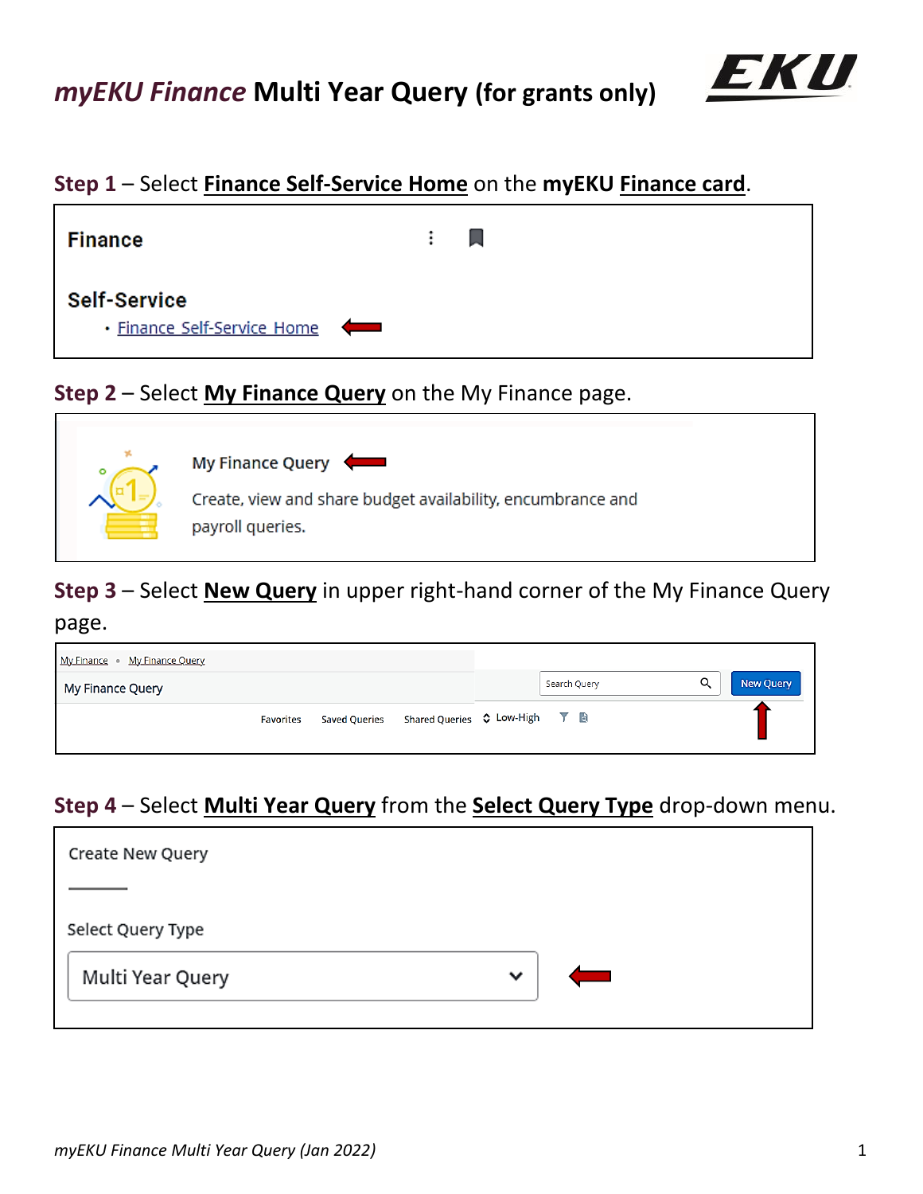# *myEKU Finance* Multi Year Query (for grants only)

**Step 1** – Select **Finance Self-Service Home** on the **myEKU Finance card**.

Finance

Self-Service

- Finance Self-Service Home

**Step 2** – Select **My Finance Query** on the My Finance page.

My Finance Query

Create, view and share budget availability, encumbrance and payroll queries.

**Step 3** – Select **New Query** in upper right-hand corner of the My Finance Query page.

My Finance • My Finance Query

My Finance Query

Search Query | New Query

Favorites | Saved Queries | Shared Queries | Low-High

**Step 4** – Select **Multi Year Query** from the **Select Query Type** drop-down menu.

Create New Query

Select Query Type

Multi Year Query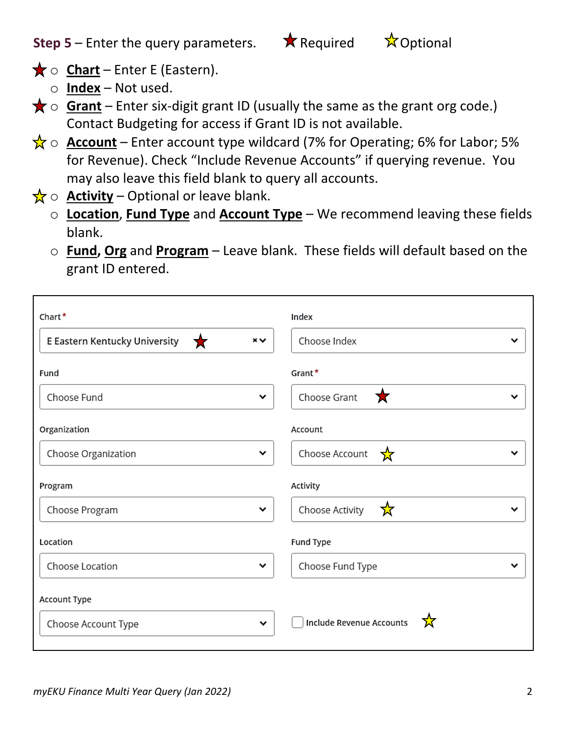**Step 5** – Enter the query parameters. ★ Required ☆ Optional

- ★ **Chart** – Enter E (Eastern).
- **Index** – Not used.
- ★ **Grant** – Enter six-digit grant ID (usually the same as the grant org code.) Contact Budgeting for access if Grant ID is not available.
- ☆ **Account** – Enter account type wildcard (7% for Operating; 6% for Labor; 5% for Revenue). Check "Include Revenue Accounts" if querying revenue. You may also leave this field blank to query all accounts.
- ☆ **Activity** – Optional or leave blank.
- **Location**, **Fund Type** and **Account Type** – We recommend leaving these fields blank.
- **Fund**, **Org** and **Program** – Leave blank. These fields will default based on the grant ID entered.

| Field | Value | Field | Value |
| --- | --- | --- | --- |
| Chart* | E Eastern Kentucky University ★ | Index | Choose Index |
| Fund | Choose Fund | Grant* | Choose Grant ★ |
| Organization | Choose Organization | Account | Choose Account ☆ |
| Program | Choose Program | Activity | Choose Activity ☆ |
| Location | Choose Location | Fund Type | Choose Fund Type |
| Account Type | Choose Account Type | ☐ Include Revenue Accounts ☆ | |

*myEKU Finance Multi Year Query (Jan 2022)*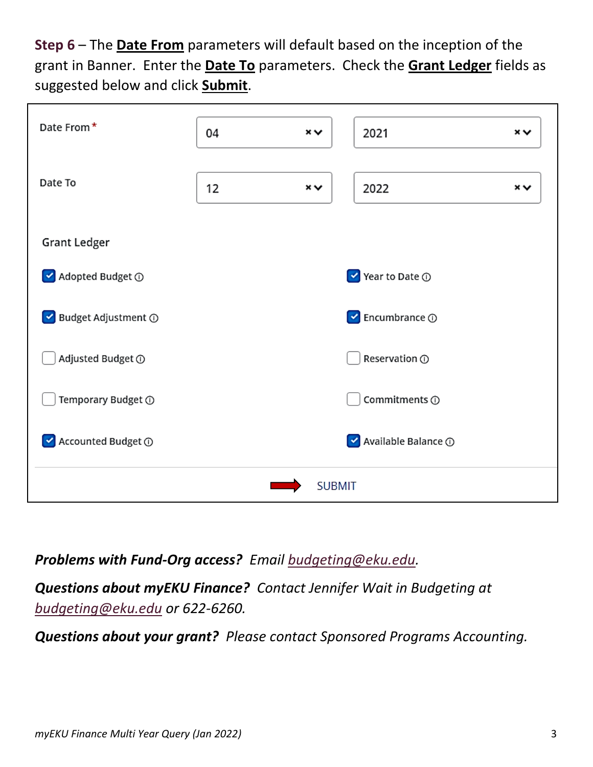**Step 6** – The **<u>Date From</u>** parameters will default based on the inception of the grant in Banner. Enter the **<u>Date To</u>** parameters. Check the **<u>Grant Ledger</u>** fields as suggested below and click **<u>Submit</u>**.

| | | |
|---|---|---|
| Date From * | 04 | 2021 |
| Date To | 12 | 2022 |

**Grant Ledger**

- [x] Adopted Budget
- [x] Budget Adjustment
- [ ] Adjusted Budget
- [ ] Temporary Budget
- [x] Accounted Budget
- [x] Year to Date
- [x] Encumbrance
- [ ] Reservation
- [ ] Commitments
- [x] Available Balance

SUBMIT

***Problems with Fund-Org access?*** *Email budgeting@eku.edu.*

***Questions about myEKU Finance?*** *Contact Jennifer Wait in Budgeting at budgeting@eku.edu or 622-6260.*

***Questions about your grant?*** *Please contact Sponsored Programs Accounting.*